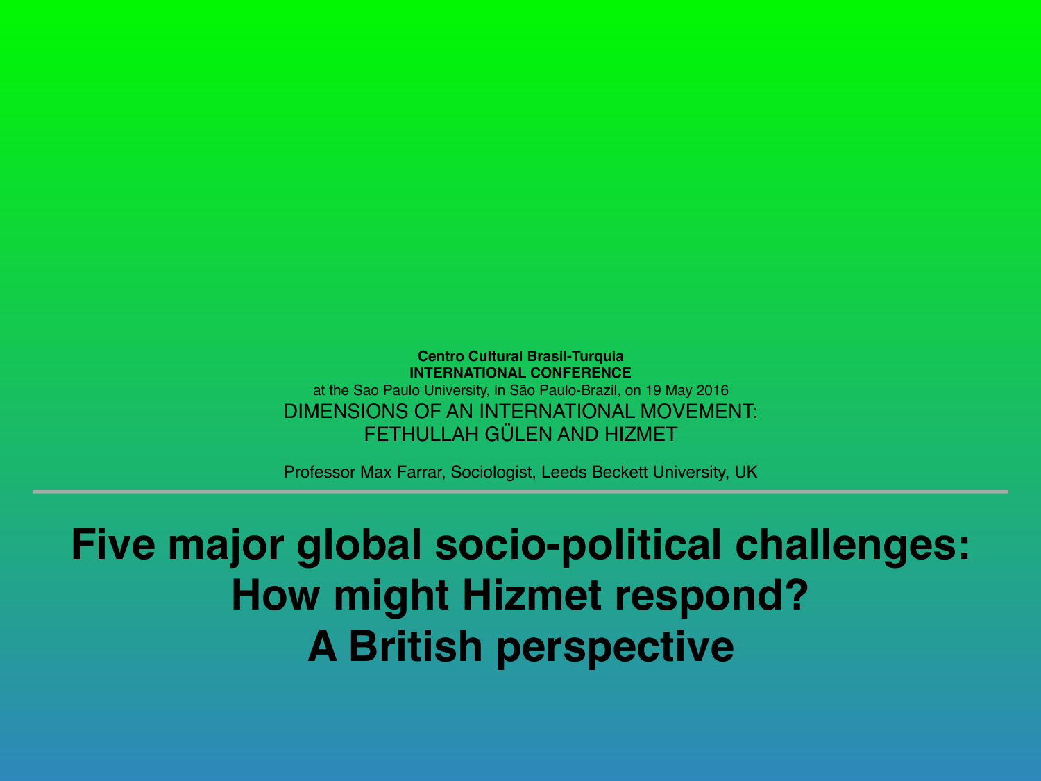**Centro Cultural Brasil-Turquia**
**INTERNATIONAL CONFERENCE**
at the Sao Paulo University, in São Paulo-Brazil, on 19 May 2016
DIMENSIONS OF AN INTERNATIONAL MOVEMENT:
FETHULLAH GÜLEN AND HIZMET

Professor Max Farrar, Sociologist, Leeds Beckett University, UK

---

# Five major global socio-political challenges: How might Hizmet respond? A British perspective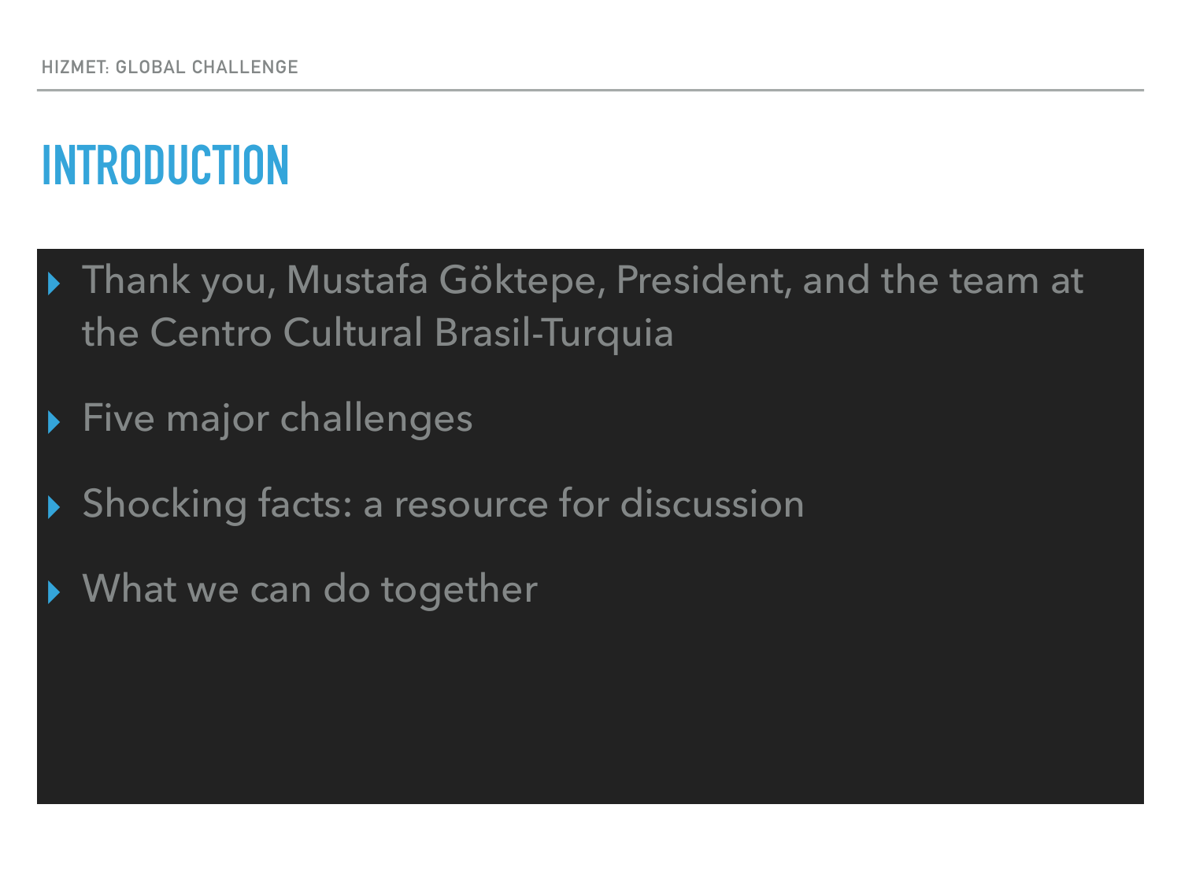# INTRODUCTION

- Thank you, Mustafa Göktepe, President, and the team at the Centro Cultural Brasil-Turquia
- Five major challenges
- Shocking facts: a resource for discussion
- What we can do together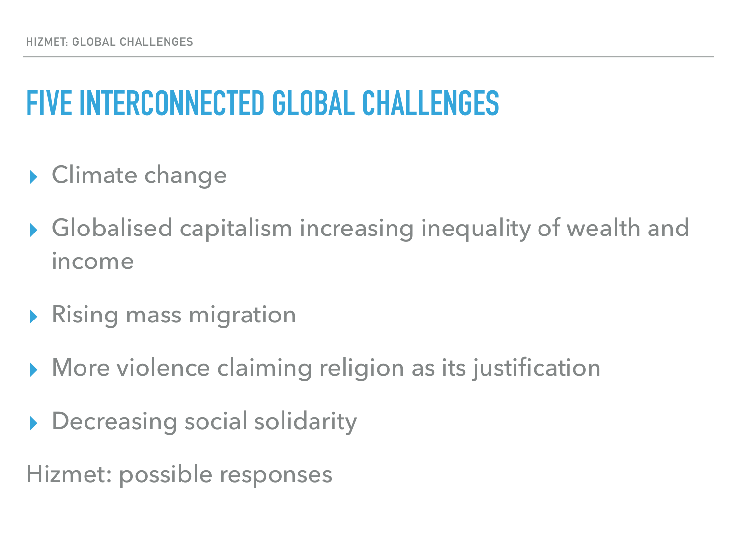# FIVE INTERCONNECTED GLOBAL CHALLENGES

- Climate change
- Globalised capitalism increasing inequality of wealth and income
- Rising mass migration
- More violence claiming religion as its justification
- Decreasing social solidarity

Hizmet: possible responses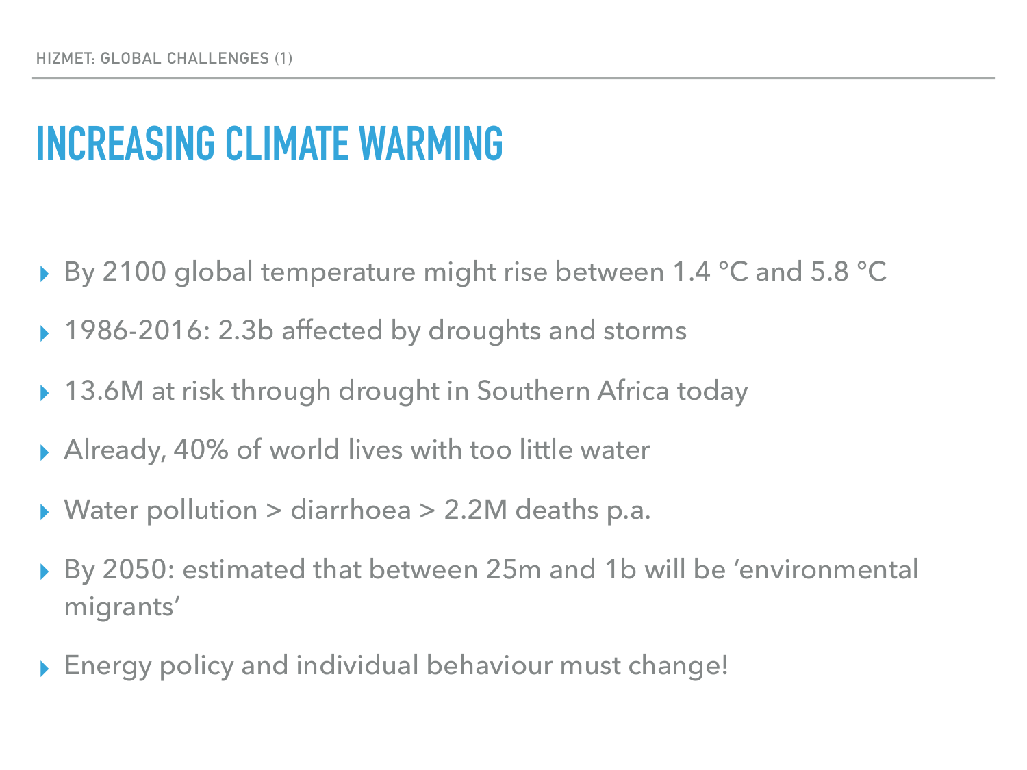# INCREASING CLIMATE WARMING

- By 2100 global temperature might rise between 1.4 °C and 5.8 °C
- 1986-2016: 2.3b affected by droughts and storms
- 13.6M at risk through drought in Southern Africa today
- Already, 40% of world lives with too little water
- Water pollution > diarrhoea > 2.2M deaths p.a.
- By 2050: estimated that between 25m and 1b will be ‘environmental migrants’
- Energy policy and individual behaviour must change!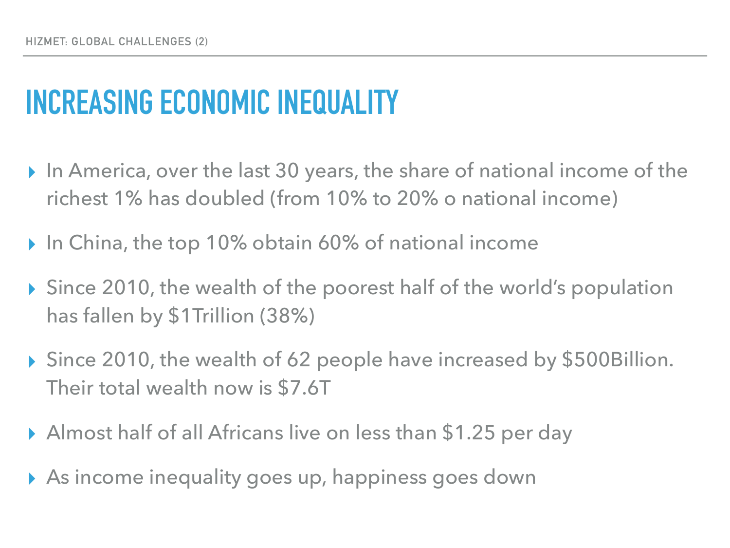# INCREASING ECONOMIC INEQUALITY

- In America, over the last 30 years, the share of national income of the richest 1% has doubled (from 10% to 20% o national income)
- In China, the top 10% obtain 60% of national income
- Since 2010, the wealth of the poorest half of the world's population has fallen by $1Trillion (38%)
- Since 2010, the wealth of 62 people have increased by $500Billion. Their total wealth now is $7.6T
- Almost half of all Africans live on less than $1.25 per day
- As income inequality goes up, happiness goes down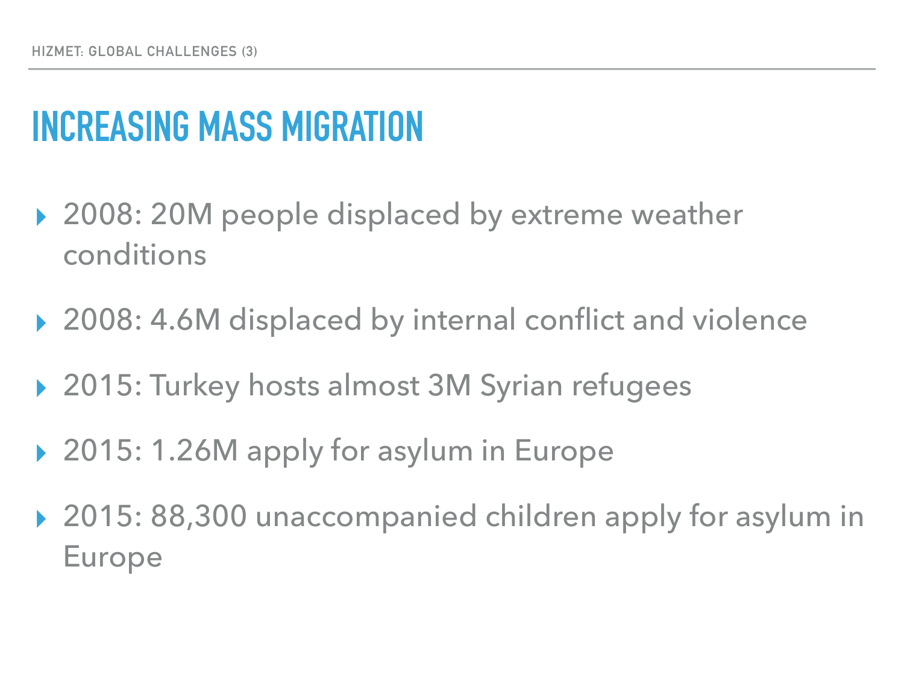# INCREASING MASS MIGRATION

- 2008: 20M people displaced by extreme weather conditions
- 2008: 4.6M displaced by internal conflict and violence
- 2015: Turkey hosts almost 3M Syrian refugees
- 2015: 1.26M apply for asylum in Europe
- 2015: 88,300 unaccompanied children apply for asylum in Europe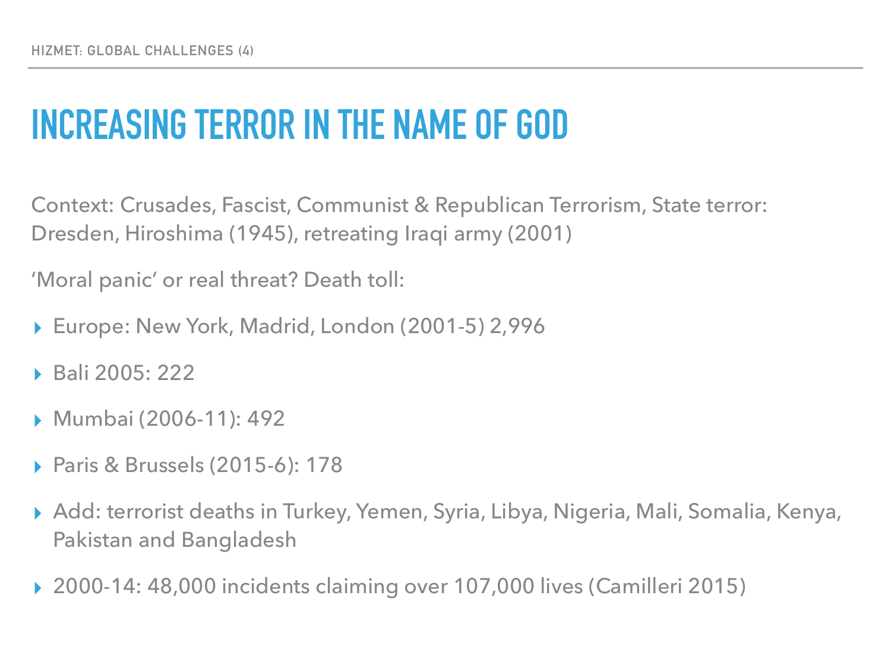# INCREASING TERROR IN THE NAME OF GOD

Context: Crusades, Fascist, Communist & Republican Terrorism, State terror: Dresden, Hiroshima (1945), retreating Iraqi army (2001)

'Moral panic' or real threat? Death toll:

- Europe: New York, Madrid, London (2001-5) 2,996
- Bali 2005: 222
- Mumbai (2006-11): 492
- Paris & Brussels (2015-6): 178
- Add: terrorist deaths in Turkey, Yemen, Syria, Libya, Nigeria, Mali, Somalia, Kenya, Pakistan and Bangladesh
- 2000-14: 48,000 incidents claiming over 107,000 lives (Camilleri 2015)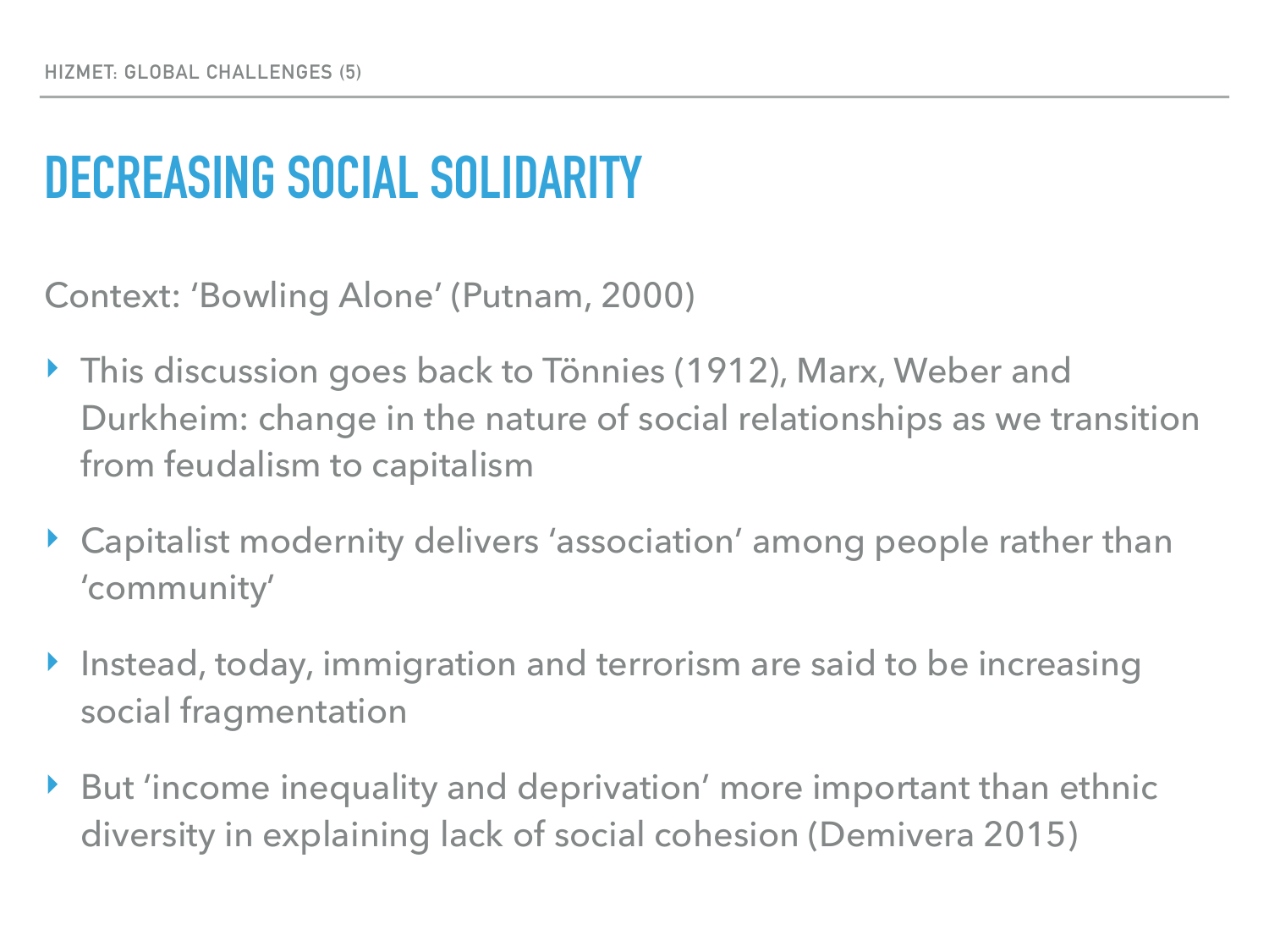# DECREASING SOCIAL SOLIDARITY

Context: ‘Bowling Alone’ (Putnam, 2000)

- This discussion goes back to Tönnies (1912), Marx, Weber and Durkheim: change in the nature of social relationships as we transition from feudalism to capitalism
- Capitalist modernity delivers ‘association’ among people rather than ‘community’
- Instead, today, immigration and terrorism are said to be increasing social fragmentation
- But ‘income inequality and deprivation’ more important than ethnic diversity in explaining lack of social cohesion (Demivera 2015)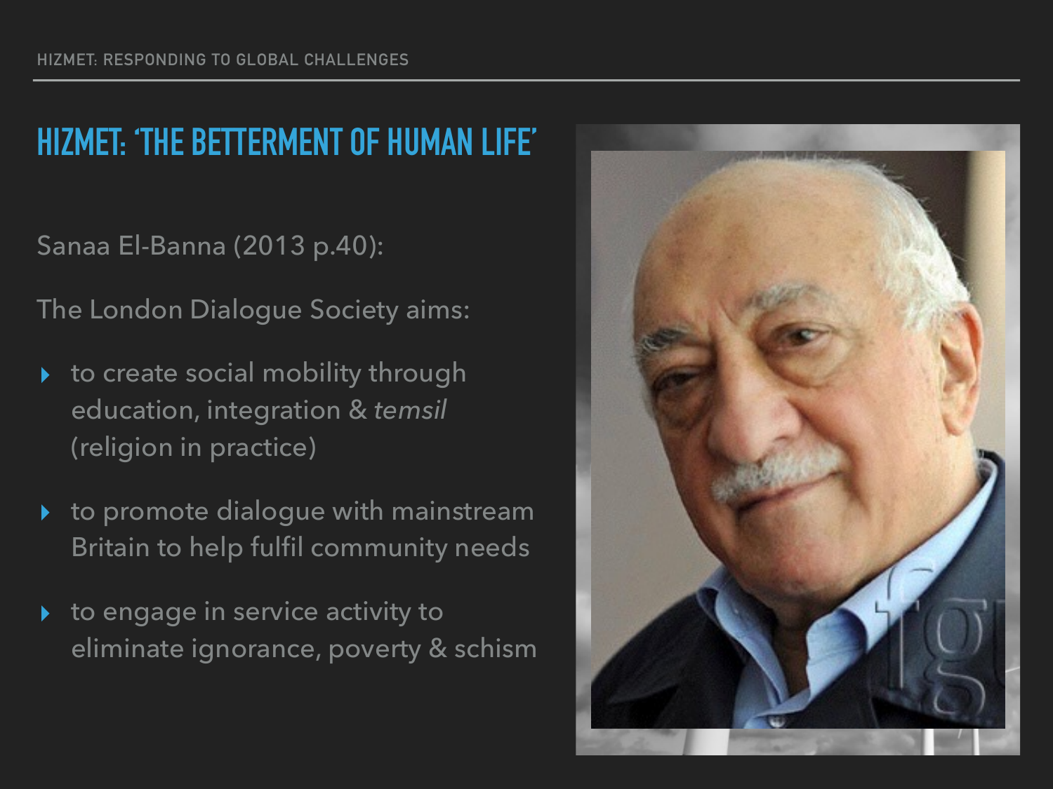## HIZMET: 'THE BETTERMENT OF HUMAN LIFE'

Sanaa El-Banna (2013 p.40):

The London Dialogue Society aims:

- to create social mobility through education, integration & *temsil* (religion in practice)
- to promote dialogue with mainstream Britain to help fulfil community needs
- to engage in service activity to eliminate ignorance, poverty & schism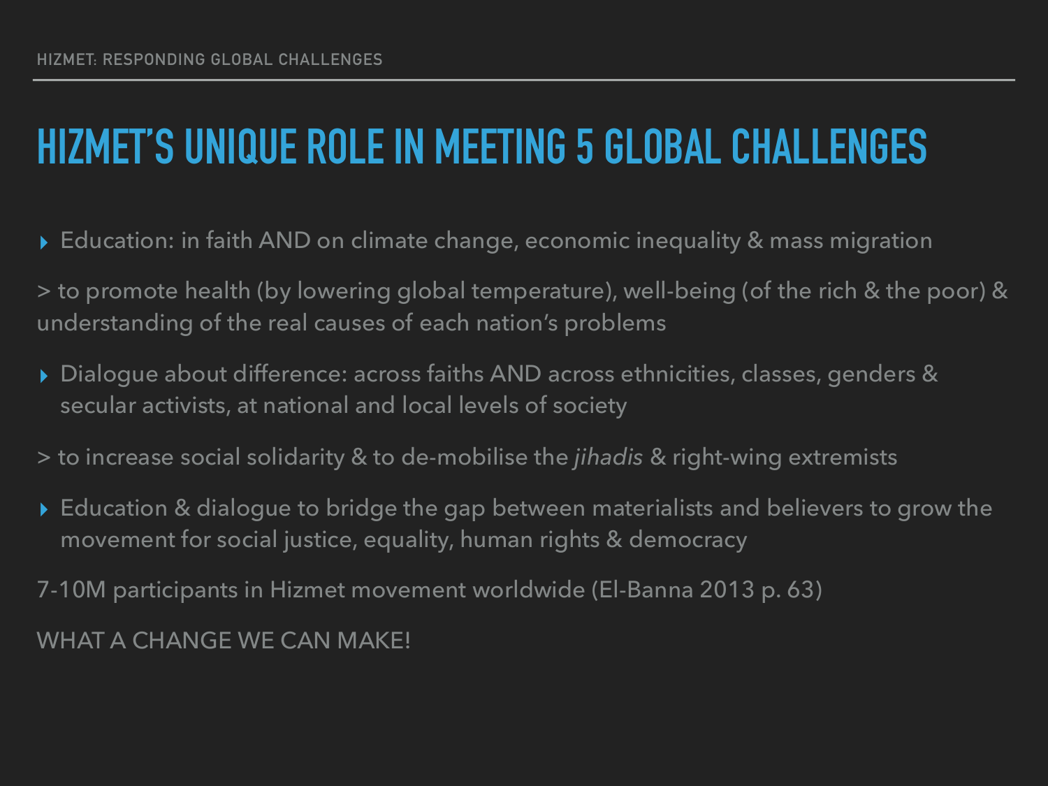# HIZMET'S UNIQUE ROLE IN MEETING 5 GLOBAL CHALLENGES

- Education: in faith AND on climate change, economic inequality & mass migration

> to promote health (by lowering global temperature), well-being (of the rich & the poor) & understanding of the real causes of each nation's problems

- Dialogue about difference: across faiths AND across ethnicities, classes, genders & secular activists, at national and local levels of society

> to increase social solidarity & to de-mobilise the *jihadis* & right-wing extremists

- Education & dialogue to bridge the gap between materialists and believers to grow the movement for social justice, equality, human rights & democracy

7-10M participants in Hizmet movement worldwide (El-Banna 2013 p. 63)

WHAT A CHANGE WE CAN MAKE!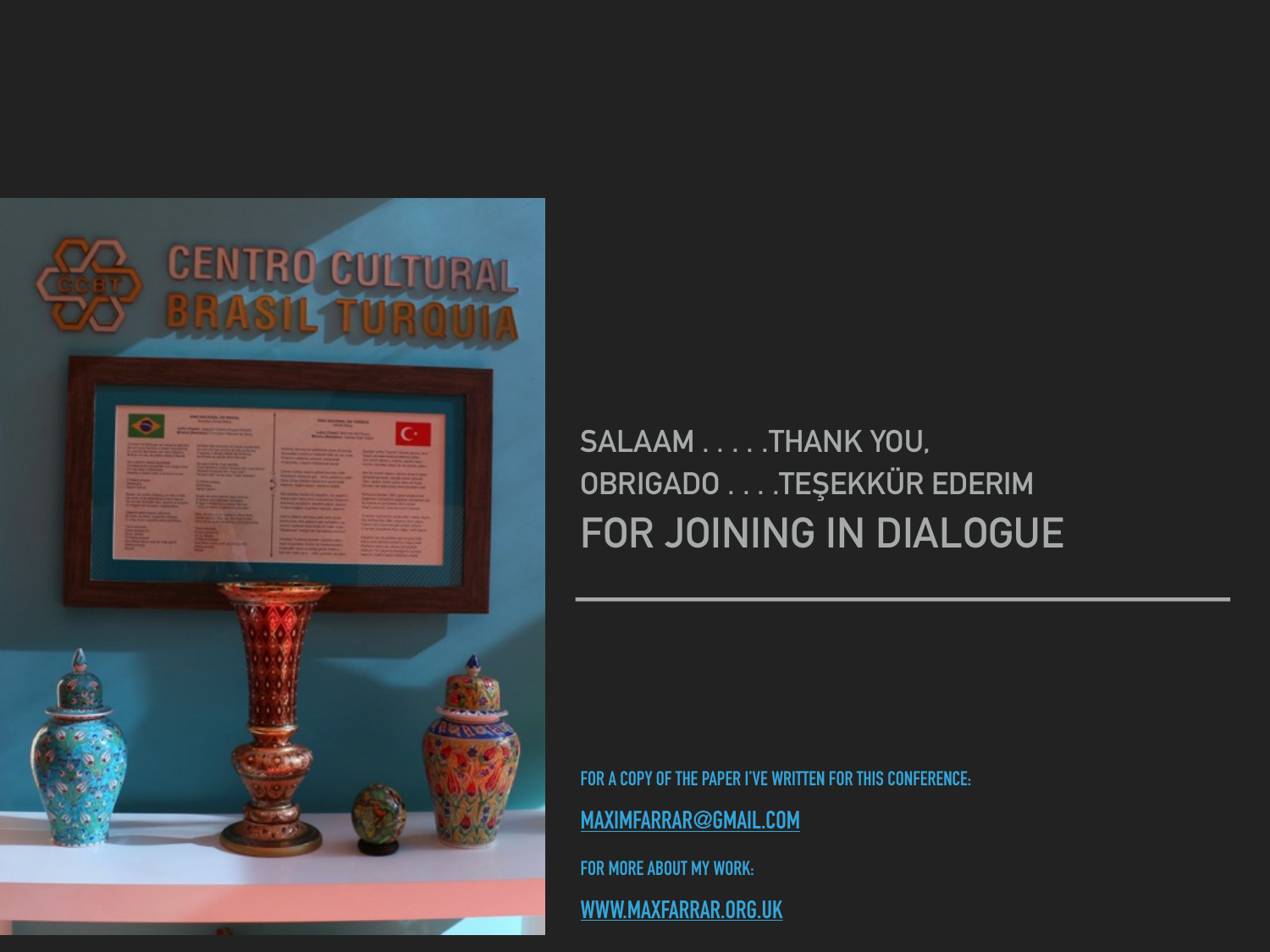SALAAM . . . . .THANK YOU,

OBRIGADO . . . .TEŞEKKÜR EDERIM

## FOR JOINING IN DIALOGUE

---

FOR A COPY OF THE PAPER I'VE WRITTEN FOR THIS CONFERENCE:

MAXIMFARRAR@GMAIL.COM

FOR MORE ABOUT MY WORK:

WWW.MAXFARRAR.ORG.UK